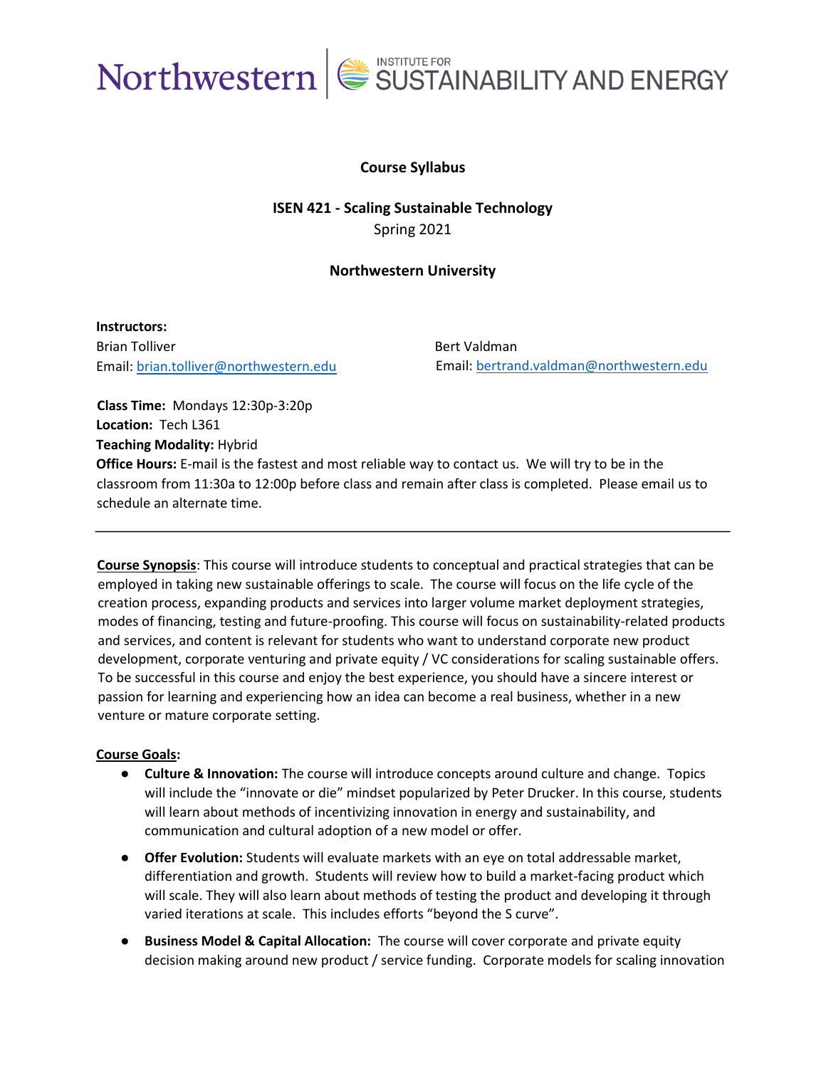**Course Syllabus**

**ISEN 421 - Scaling Sustainable Technology**
Spring 2021

**Northwestern University**

**Instructors:**

Brian Tolliver
Email: [brian.tolliver@northwestern.edu](mailto:brian.tolliver@northwestern.edu)

Bert Valdman
Email: [bertrand.valdman@northwestern.edu](mailto:bertrand.valdman@northwestern.edu)

**Class Time:** Mondays 12:30p-3:20p
**Location:** Tech L361
**Teaching Modality:** Hybrid
**Office Hours:** E-mail is the fastest and most reliable way to contact us. We will try to be in the classroom from 11:30a to 12:00p before class and remain after class is completed. Please email us to schedule an alternate time.

---

**Course Synopsis**: This course will introduce students to conceptual and practical strategies that can be employed in taking new sustainable offerings to scale. The course will focus on the life cycle of the creation process, expanding products and services into larger volume market deployment strategies, modes of financing, testing and future-proofing. This course will focus on sustainability-related products and services, and content is relevant for students who want to understand corporate new product development, corporate venturing and private equity / VC considerations for scaling sustainable offers. To be successful in this course and enjoy the best experience, you should have a sincere interest or passion for learning and experiencing how an idea can become a real business, whether in a new venture or mature corporate setting.

**Course Goals:**

- **Culture & Innovation:** The course will introduce concepts around culture and change. Topics will include the "innovate or die" mindset popularized by Peter Drucker. In this course, students will learn about methods of incentivizing innovation in energy and sustainability, and communication and cultural adoption of a new model or offer.
- **Offer Evolution:** Students will evaluate markets with an eye on total addressable market, differentiation and growth. Students will review how to build a market-facing product which will scale. They will also learn about methods of testing the product and developing it through varied iterations at scale. This includes efforts "beyond the S curve".
- **Business Model & Capital Allocation:** The course will cover corporate and private equity decision making around new product / service funding. Corporate models for scaling innovation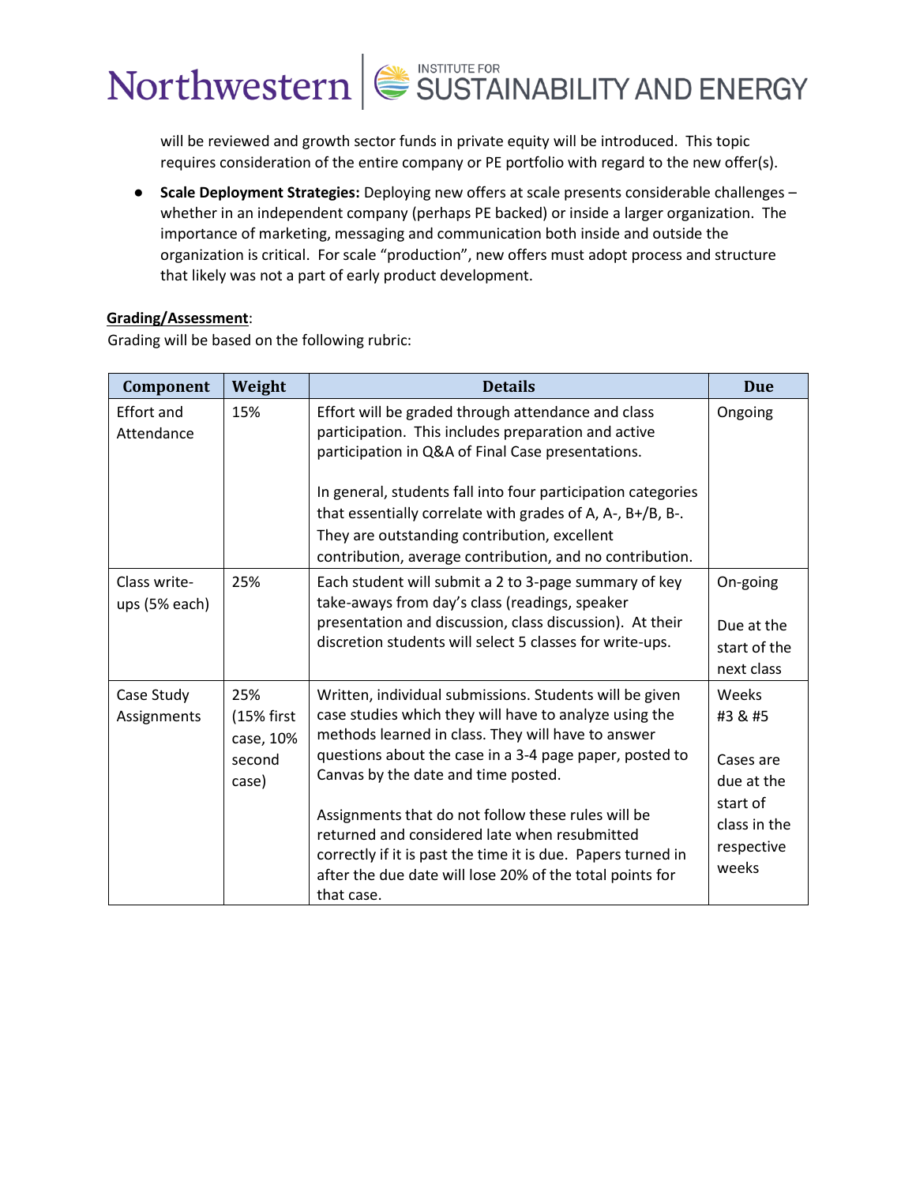will be reviewed and growth sector funds in private equity will be introduced. This topic requires consideration of the entire company or PE portfolio with regard to the new offer(s).

- **Scale Deployment Strategies:** Deploying new offers at scale presents considerable challenges – whether in an independent company (perhaps PE backed) or inside a larger organization. The importance of marketing, messaging and communication both inside and outside the organization is critical. For scale "production", new offers must adopt process and structure that likely was not a part of early product development.

**Grading/Assessment**:

Grading will be based on the following rubric:

| Component | Weight | Details | Due |
|---|---|---|---|
| Effort and Attendance | 15% | Effort will be graded through attendance and class participation. This includes preparation and active participation in Q&A of Final Case presentations.<br><br>In general, students fall into four participation categories that essentially correlate with grades of A, A-, B+/B, B-. They are outstanding contribution, excellent contribution, average contribution, and no contribution. | Ongoing |
| Class write-ups (5% each) | 25% | Each student will submit a 2 to 3-page summary of key take-aways from day's class (readings, speaker presentation and discussion, class discussion). At their discretion students will select 5 classes for write-ups. | On-going<br><br>Due at the start of the next class |
| Case Study Assignments | 25% (15% first case, 10% second case) | Written, individual submissions. Students will be given case studies which they will have to analyze using the methods learned in class. They will have to answer questions about the case in a 3-4 page paper, posted to Canvas by the date and time posted.<br><br>Assignments that do not follow these rules will be returned and considered late when resubmitted correctly if it is past the time it is due. Papers turned in after the due date will lose 20% of the total points for that case. | Weeks #3 & #5<br><br>Cases are due at the start of class in the respective weeks |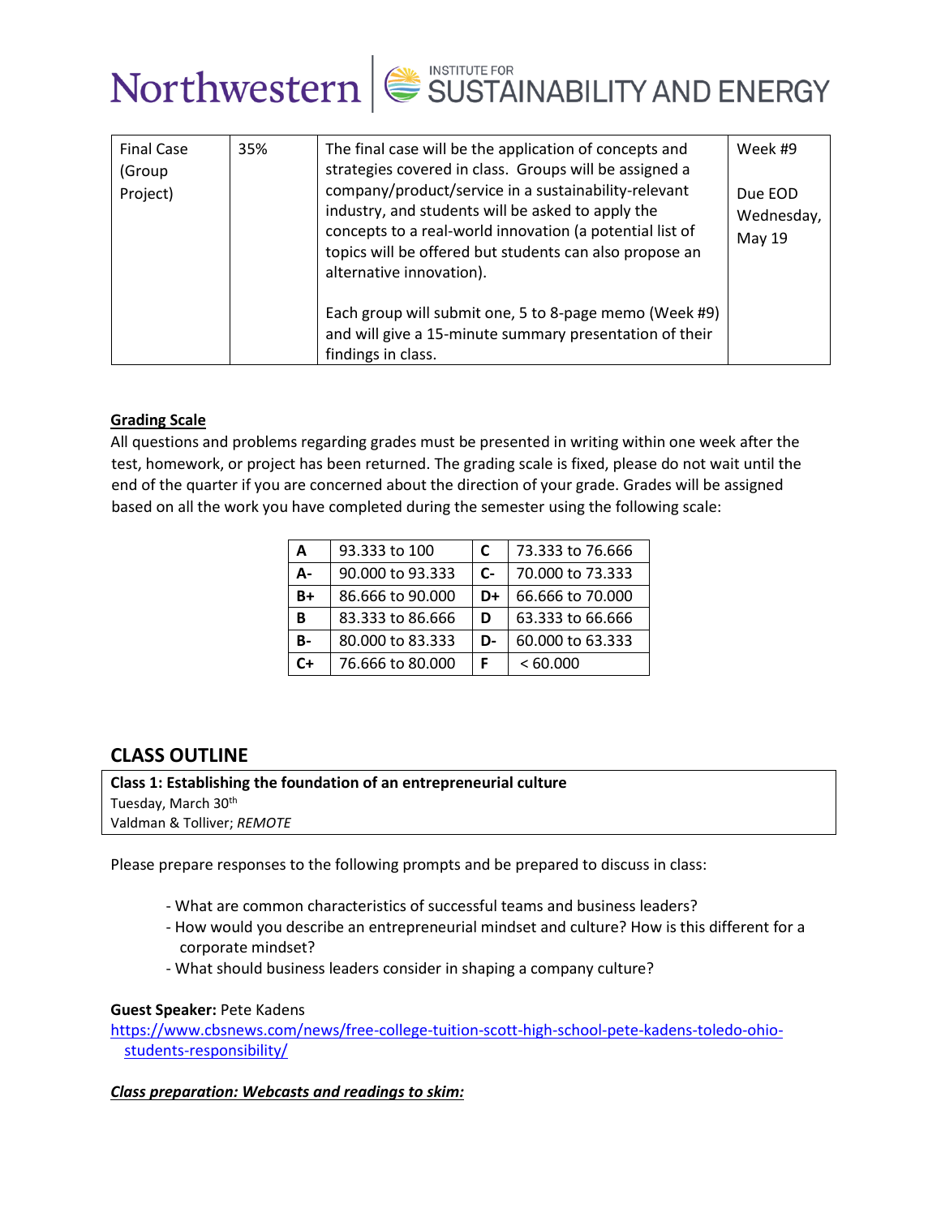| Final Case (Group Project) | 35% | The final case will be the application of concepts and strategies covered in class. Groups will be assigned a company/product/service in a sustainability-relevant industry, and students will be asked to apply the concepts to a real-world innovation (a potential list of topics will be offered but students can also propose an alternative innovation).<br><br>Each group will submit one, 5 to 8-page memo (Week #9) and will give a 15-minute summary presentation of their findings in class. | Week #9<br><br>Due EOD Wednesday, May 19 |
|---|---|---|---|

**Grading Scale**

All questions and problems regarding grades must be presented in writing within one week after the test, homework, or project has been returned. The grading scale is fixed, please do not wait until the end of the quarter if you are concerned about the direction of your grade. Grades will be assigned based on all the work you have completed during the semester using the following scale:

| **A** | 93.333 to 100 | **C** | 73.333 to 76.666 |
|---|---|---|---|
| **A-** | 90.000 to 93.333 | **C-** | 70.000 to 73.333 |
| **B+** | 86.666 to 90.000 | **D+** | 66.666 to 70.000 |
| **B** | 83.333 to 86.666 | **D** | 63.333 to 66.666 |
| **B-** | 80.000 to 83.333 | **D-** | 60.000 to 63.333 |
| **C+** | 76.666 to 80.000 | **F** | < 60.000 |

## CLASS OUTLINE

**Class 1: Establishing the foundation of an entrepreneurial culture**
Tuesday, March 30th
Valdman & Tolliver; *REMOTE*

Please prepare responses to the following prompts and be prepared to discuss in class:

- What are common characteristics of successful teams and business leaders?
- How would you describe an entrepreneurial mindset and culture? How is this different for a corporate mindset?
- What should business leaders consider in shaping a company culture?

**Guest Speaker:** Pete Kadens
https://www.cbsnews.com/news/free-college-tuition-scott-high-school-pete-kadens-toledo-ohio-students-responsibility/

***Class preparation: Webcasts and readings to skim:***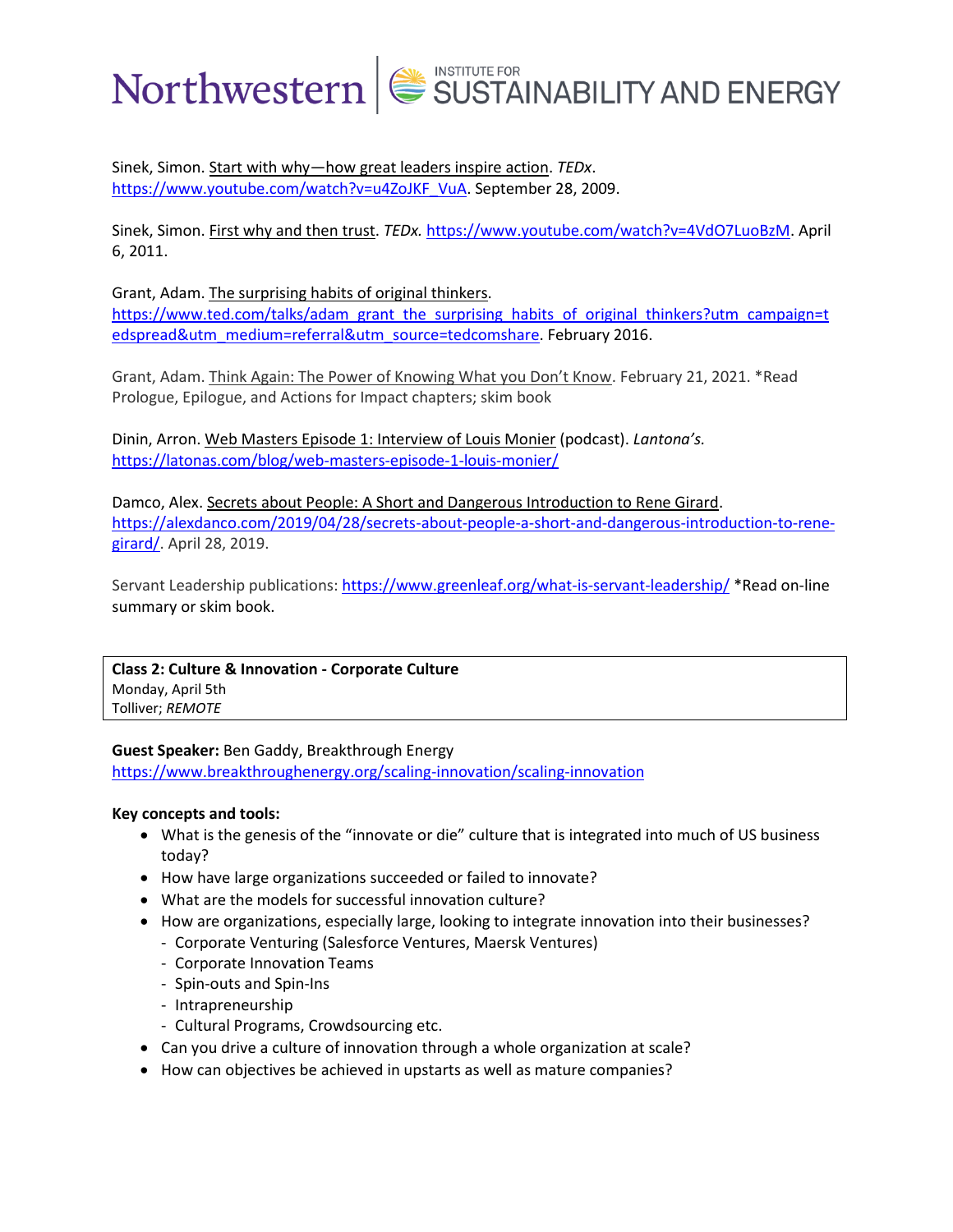Sinek, Simon. Start with why—how great leaders inspire action. *TEDx*. https://www.youtube.com/watch?v=u4ZoJKF_VuA. September 28, 2009.

Sinek, Simon. First why and then trust. *TEDx.* https://www.youtube.com/watch?v=4VdO7LuoBzM. April 6, 2011.

Grant, Adam. The surprising habits of original thinkers. https://www.ted.com/talks/adam_grant_the_surprising_habits_of_original_thinkers?utm_campaign=tedspread&utm_medium=referral&utm_source=tedcomshare. February 2016.

Grant, Adam. Think Again: The Power of Knowing What you Don't Know. February 21, 2021. *Read Prologue, Epilogue, and Actions for Impact chapters; skim book

Dinin, Arron. Web Masters Episode 1: Interview of Louis Monier (podcast). *Lantona's.* https://latonas.com/blog/web-masters-episode-1-louis-monier/

Damco, Alex. Secrets about People: A Short and Dangerous Introduction to Rene Girard. https://alexdanco.com/2019/04/28/secrets-about-people-a-short-and-dangerous-introduction-to-rene-girard/. April 28, 2019.

Servant Leadership publications: https://www.greenleaf.org/what-is-servant-leadership/ *Read on-line summary or skim book.

**Class 2: Culture & Innovation - Corporate Culture**
Monday, April 5th
Tolliver; *REMOTE*

**Guest Speaker:** Ben Gaddy, Breakthrough Energy
https://www.breakthroughenergy.org/scaling-innovation/scaling-innovation

**Key concepts and tools:**

- What is the genesis of the "innovate or die" culture that is integrated into much of US business today?
- How have large organizations succeeded or failed to innovate?
- What are the models for successful innovation culture?
- How are organizations, especially large, looking to integrate innovation into their businesses?
  - Corporate Venturing (Salesforce Ventures, Maersk Ventures)
  - Corporate Innovation Teams
  - Spin-outs and Spin-Ins
  - Intrapreneurship
  - Cultural Programs, Crowdsourcing etc.
- Can you drive a culture of innovation through a whole organization at scale?
- How can objectives be achieved in upstarts as well as mature companies?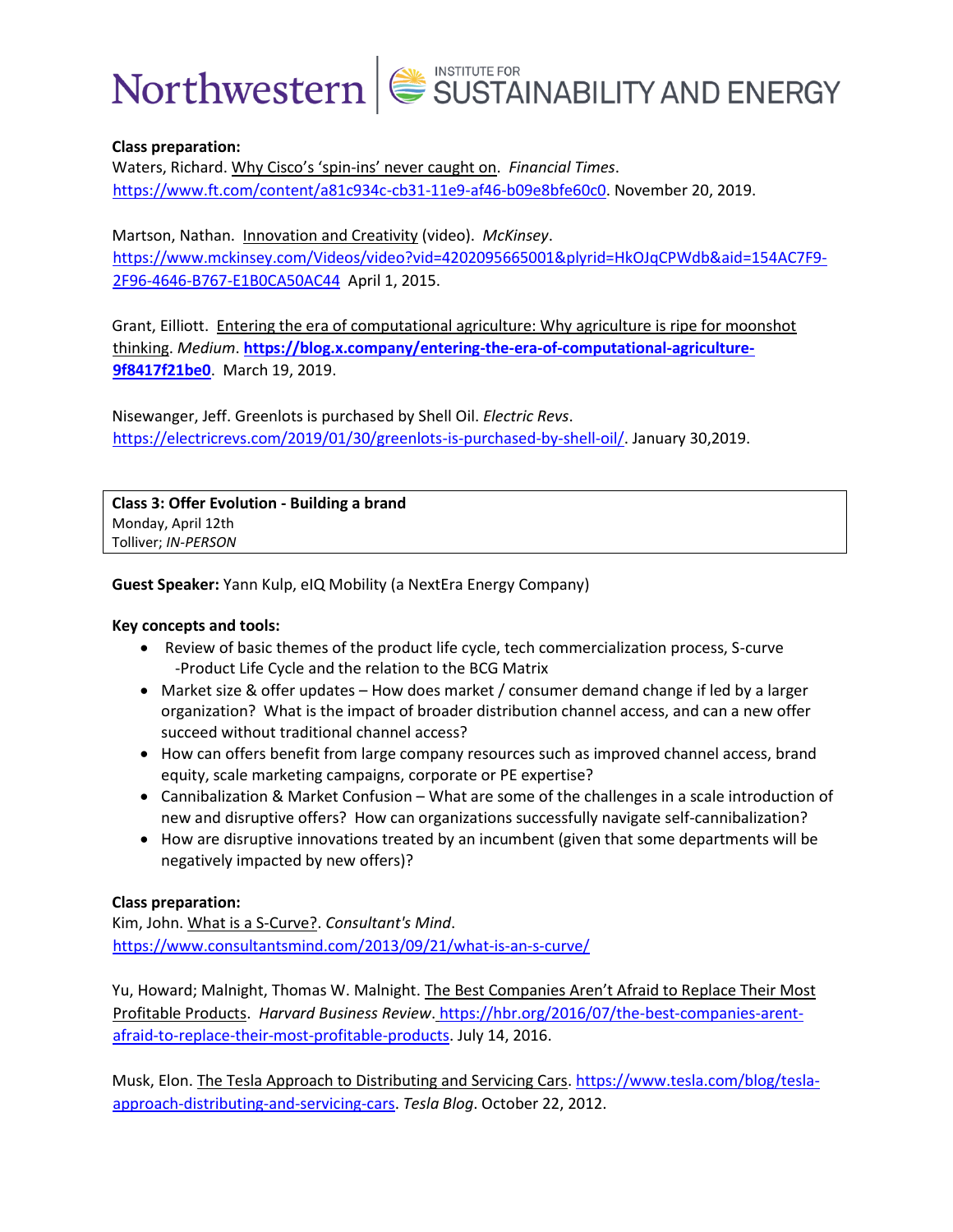**Class preparation:**

Waters, Richard. Why Cisco's 'spin-ins' never caught on. *Financial Times*. https://www.ft.com/content/a81c934c-cb31-11e9-af46-b09e8bfe60c0. November 20, 2019.

Martson, Nathan. Innovation and Creativity (video). *McKinsey*. https://www.mckinsey.com/Videos/video?vid=4202095665001&plyrid=HkOJqCPWdb&aid=154AC7F9-2F96-4646-B767-E1B0CA50AC44 April 1, 2015.

Grant, Eilliott. Entering the era of computational agriculture: Why agriculture is ripe for moonshot thinking. *Medium*. **https://blog.x.company/entering-the-era-of-computational-agriculture-9f8417f21be0**. March 19, 2019.

Nisewanger, Jeff. Greenlots is purchased by Shell Oil. *Electric Revs*. https://electricrevs.com/2019/01/30/greenlots-is-purchased-by-shell-oil/. January 30,2019.

| **Class 3: Offer Evolution - Building a brand**<br>Monday, April 12th<br>Tolliver; *IN-PERSON* |
|---|

**Guest Speaker:** Yann Kulp, eIQ Mobility (a NextEra Energy Company)

**Key concepts and tools:**

- Review of basic themes of the product life cycle, tech commercialization process, S-curve
  -Product Life Cycle and the relation to the BCG Matrix
- Market size & offer updates – How does market / consumer demand change if led by a larger organization? What is the impact of broader distribution channel access, and can a new offer succeed without traditional channel access?
- How can offers benefit from large company resources such as improved channel access, brand equity, scale marketing campaigns, corporate or PE expertise?
- Cannibalization & Market Confusion – What are some of the challenges in a scale introduction of new and disruptive offers? How can organizations successfully navigate self-cannibalization?
- How are disruptive innovations treated by an incumbent (given that some departments will be negatively impacted by new offers)?

**Class preparation:**

Kim, John. What is a S-Curve?. *Consultant's Mind*. https://www.consultantsmind.com/2013/09/21/what-is-an-s-curve/

Yu, Howard; Malnight, Thomas W. Malnight. The Best Companies Aren't Afraid to Replace Their Most Profitable Products. *Harvard Business Review*. https://hbr.org/2016/07/the-best-companies-arent-afraid-to-replace-their-most-profitable-products. July 14, 2016.

Musk, Elon. The Tesla Approach to Distributing and Servicing Cars. https://www.tesla.com/blog/tesla-approach-distributing-and-servicing-cars. *Tesla Blog*. October 22, 2012.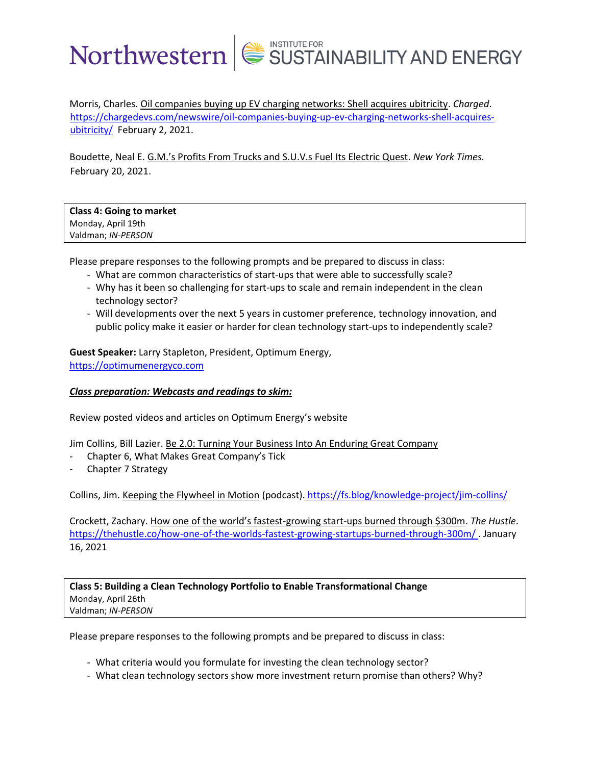Morris, Charles. Oil companies buying up EV charging networks: Shell acquires ubitricity. *Charged*. https://chargedevs.com/newswire/oil-companies-buying-up-ev-charging-networks-shell-acquires-ubitricity/ February 2, 2021.

Boudette, Neal E. G.M.'s Profits From Trucks and S.U.V.s Fuel Its Electric Quest. *New York Times.* February 20, 2021.

**Class 4: Going to market**
Monday, April 19th
Valdman; *IN-PERSON*

Please prepare responses to the following prompts and be prepared to discuss in class:

- What are common characteristics of start-ups that were able to successfully scale?
- Why has it been so challenging for start-ups to scale and remain independent in the clean technology sector?
- Will developments over the next 5 years in customer preference, technology innovation, and public policy make it easier or harder for clean technology start-ups to independently scale?

**Guest Speaker:** Larry Stapleton, President, Optimum Energy, https://optimumenergyco.com

***Class preparation: Webcasts and readings to skim:***

Review posted videos and articles on Optimum Energy's website

Jim Collins, Bill Lazier. Be 2.0: Turning Your Business Into An Enduring Great Company

- Chapter 6, What Makes Great Company's Tick
- Chapter 7 Strategy

Collins, Jim. Keeping the Flywheel in Motion (podcast). https://fs.blog/knowledge-project/jim-collins/

Crockett, Zachary. How one of the world's fastest-growing start-ups burned through $300m. *The Hustle*. https://thehustle.co/how-one-of-the-worlds-fastest-growing-startups-burned-through-300m/ . January 16, 2021

**Class 5: Building a Clean Technology Portfolio to Enable Transformational Change**
Monday, April 26th
Valdman; *IN-PERSON*

Please prepare responses to the following prompts and be prepared to discuss in class:

- What criteria would you formulate for investing the clean technology sector?
- What clean technology sectors show more investment return promise than others? Why?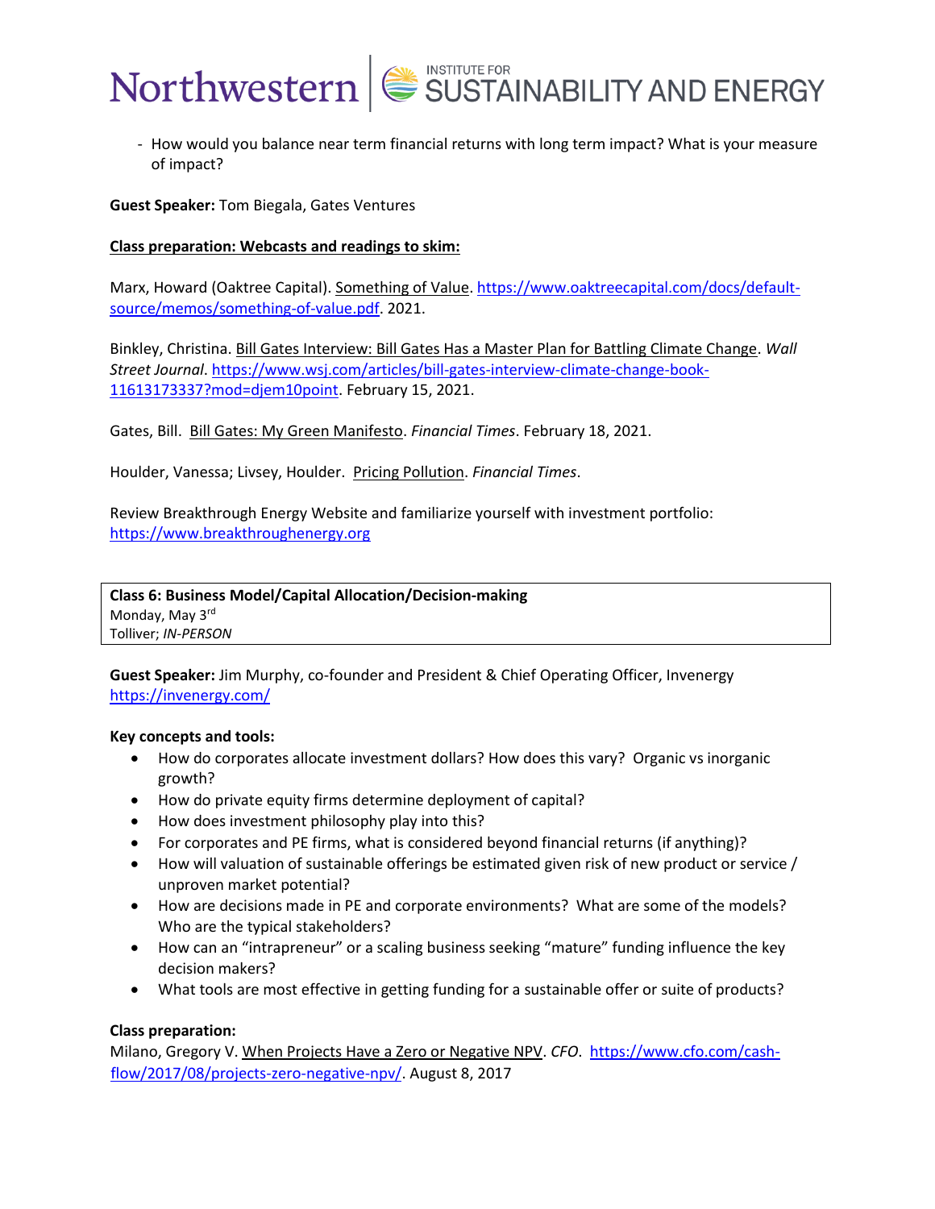- How would you balance near term financial returns with long term impact? What is your measure of impact?

**Guest Speaker:** Tom Biegala, Gates Ventures

**Class preparation: Webcasts and readings to skim:**

Marx, Howard (Oaktree Capital). Something of Value. https://www.oaktreecapital.com/docs/default-source/memos/something-of-value.pdf. 2021.

Binkley, Christina. Bill Gates Interview: Bill Gates Has a Master Plan for Battling Climate Change. *Wall Street Journal*. https://www.wsj.com/articles/bill-gates-interview-climate-change-book-11613173337?mod=djem10point. February 15, 2021.

Gates, Bill. Bill Gates: My Green Manifesto. *Financial Times*. February 18, 2021.

Houlder, Vanessa; Livsey, Houlder. Pricing Pollution. *Financial Times*.

Review Breakthrough Energy Website and familiarize yourself with investment portfolio: https://www.breakthroughenergy.org

**Class 6: Business Model/Capital Allocation/Decision-making**
Monday, May 3rd
Tolliver; *IN-PERSON*

**Guest Speaker:** Jim Murphy, co-founder and President & Chief Operating Officer, Invenergy https://invenergy.com/

**Key concepts and tools:**

- How do corporates allocate investment dollars? How does this vary? Organic vs inorganic growth?
- How do private equity firms determine deployment of capital?
- How does investment philosophy play into this?
- For corporates and PE firms, what is considered beyond financial returns (if anything)?
- How will valuation of sustainable offerings be estimated given risk of new product or service / unproven market potential?
- How are decisions made in PE and corporate environments? What are some of the models? Who are the typical stakeholders?
- How can an "intrapreneur" or a scaling business seeking "mature" funding influence the key decision makers?
- What tools are most effective in getting funding for a sustainable offer or suite of products?

**Class preparation:**

Milano, Gregory V. When Projects Have a Zero or Negative NPV. *CFO*. https://www.cfo.com/cash-flow/2017/08/projects-zero-negative-npv/. August 8, 2017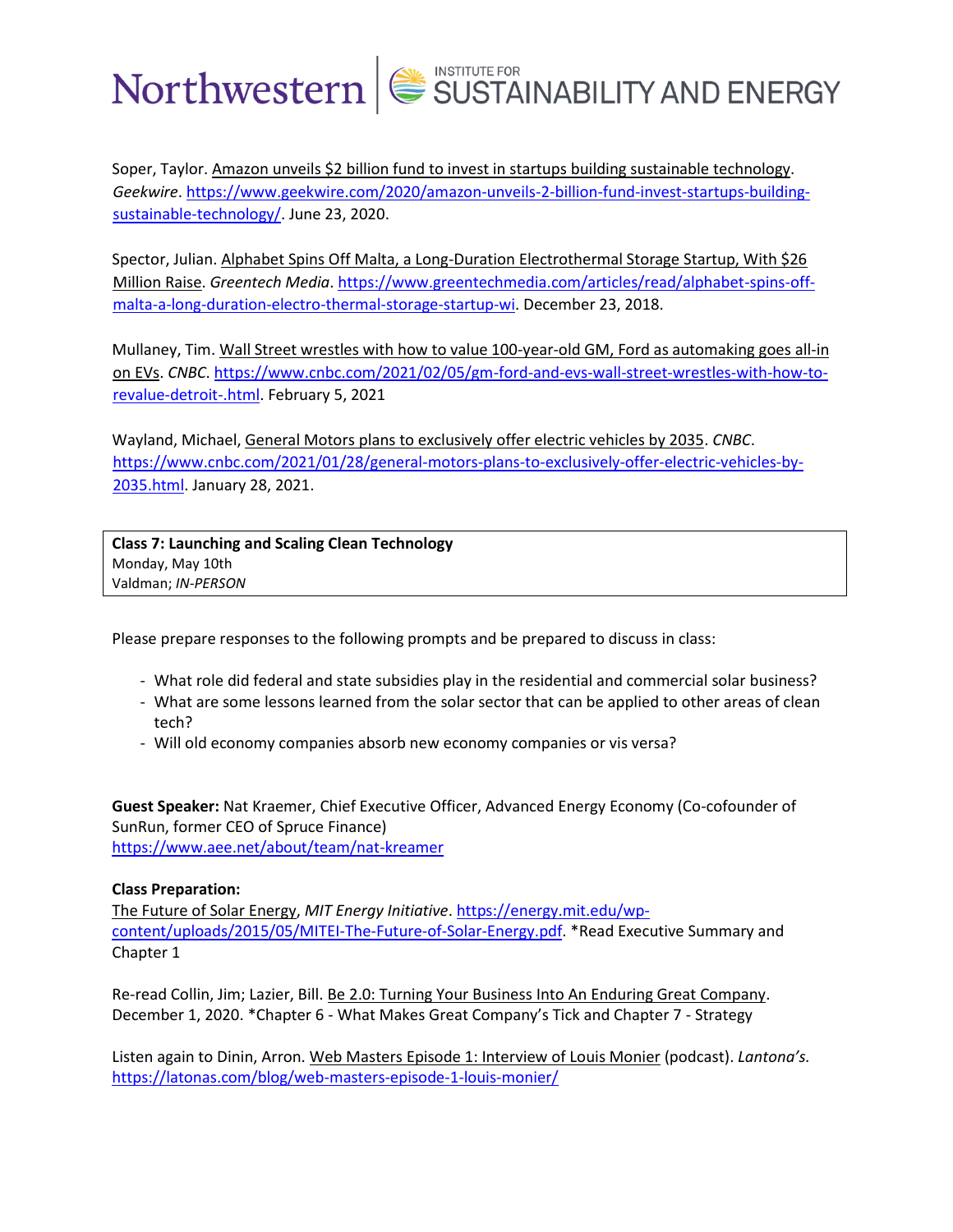Soper, Taylor. Amazon unveils $2 billion fund to invest in startups building sustainable technology. *Geekwire*. https://www.geekwire.com/2020/amazon-unveils-2-billion-fund-invest-startups-building-sustainable-technology/. June 23, 2020.

Spector, Julian. Alphabet Spins Off Malta, a Long-Duration Electrothermal Storage Startup, With $26 Million Raise. *Greentech Media*. https://www.greentechmedia.com/articles/read/alphabet-spins-off-malta-a-long-duration-electro-thermal-storage-startup-wi. December 23, 2018.

Mullaney, Tim. Wall Street wrestles with how to value 100-year-old GM, Ford as automaking goes all-in on EVs. *CNBC*. https://www.cnbc.com/2021/02/05/gm-ford-and-evs-wall-street-wrestles-with-how-to-revalue-detroit-.html. February 5, 2021

Wayland, Michael, General Motors plans to exclusively offer electric vehicles by 2035. *CNBC*. https://www.cnbc.com/2021/01/28/general-motors-plans-to-exclusively-offer-electric-vehicles-by-2035.html. January 28, 2021.

**Class 7: Launching and Scaling Clean Technology**
Monday, May 10th
Valdman; *IN-PERSON*

Please prepare responses to the following prompts and be prepared to discuss in class:

- What role did federal and state subsidies play in the residential and commercial solar business?
- What are some lessons learned from the solar sector that can be applied to other areas of clean tech?
- Will old economy companies absorb new economy companies or vis versa?

**Guest Speaker:** Nat Kraemer, Chief Executive Officer, Advanced Energy Economy (Co-cofounder of SunRun, former CEO of Spruce Finance)
https://www.aee.net/about/team/nat-kreamer

**Class Preparation:**
The Future of Solar Energy, *MIT Energy Initiative*. https://energy.mit.edu/wp-content/uploads/2015/05/MITEI-The-Future-of-Solar-Energy.pdf. *Read Executive Summary and Chapter 1

Re-read Collin, Jim; Lazier, Bill. Be 2.0: Turning Your Business Into An Enduring Great Company. December 1, 2020. *Chapter 6 - What Makes Great Company's Tick and Chapter 7 - Strategy

Listen again to Dinin, Arron. Web Masters Episode 1: Interview of Louis Monier (podcast). *Lantona's.* https://latonas.com/blog/web-masters-episode-1-louis-monier/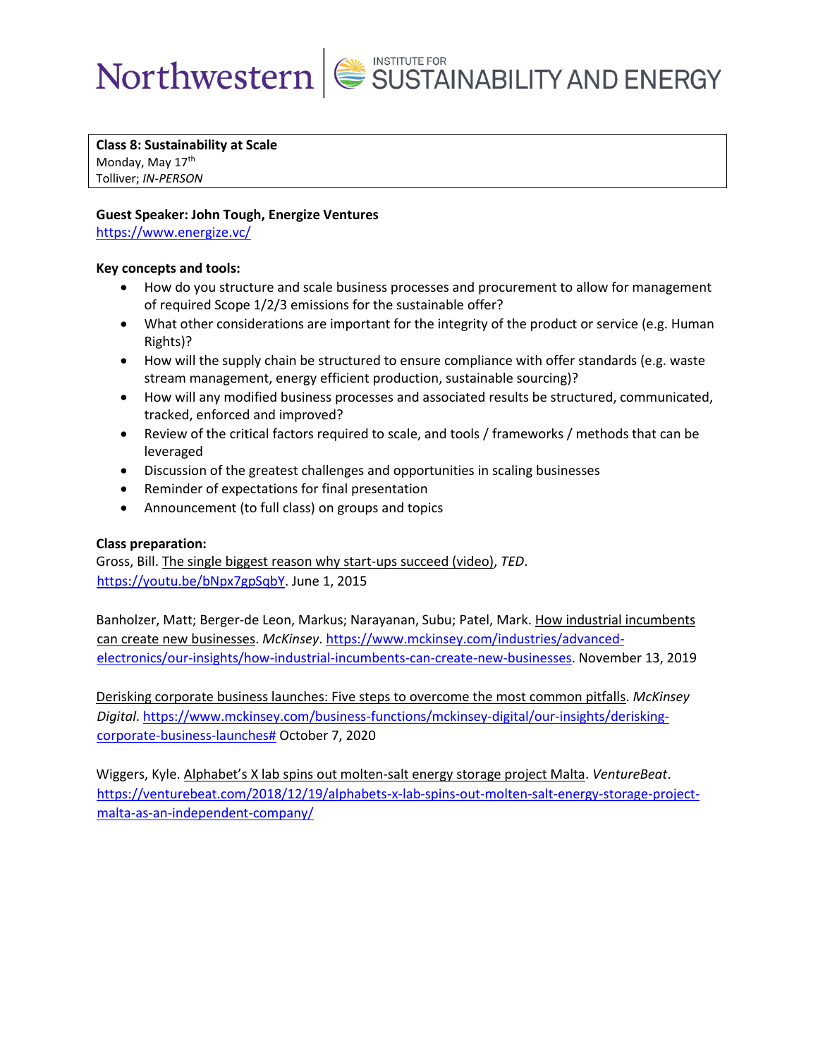**Class 8: Sustainability at Scale**
Monday, May 17th
Tolliver; *IN-PERSON*

**Guest Speaker: John Tough, Energize Ventures**
https://www.energize.vc/

**Key concepts and tools:**

- How do you structure and scale business processes and procurement to allow for management of required Scope 1/2/3 emissions for the sustainable offer?
- What other considerations are important for the integrity of the product or service (e.g. Human Rights)?
- How will the supply chain be structured to ensure compliance with offer standards (e.g. waste stream management, energy efficient production, sustainable sourcing)?
- How will any modified business processes and associated results be structured, communicated, tracked, enforced and improved?
- Review of the critical factors required to scale, and tools / frameworks / methods that can be leveraged
- Discussion of the greatest challenges and opportunities in scaling businesses
- Reminder of expectations for final presentation
- Announcement (to full class) on groups and topics

**Class preparation:**

Gross, Bill. The single biggest reason why start-ups succeed (video), *TED*. https://youtu.be/bNpx7gpSqbY. June 1, 2015

Banholzer, Matt; Berger-de Leon, Markus; Narayanan, Subu; Patel, Mark. How industrial incumbents can create new businesses. *McKinsey*. https://www.mckinsey.com/industries/advanced-electronics/our-insights/how-industrial-incumbents-can-create-new-businesses. November 13, 2019

Derisking corporate business launches: Five steps to overcome the most common pitfalls. *McKinsey Digital*. https://www.mckinsey.com/business-functions/mckinsey-digital/our-insights/derisking-corporate-business-launches# October 7, 2020

Wiggers, Kyle. Alphabet's X lab spins out molten-salt energy storage project Malta. *VentureBeat*. https://venturebeat.com/2018/12/19/alphabets-x-lab-spins-out-molten-salt-energy-storage-project-malta-as-an-independent-company/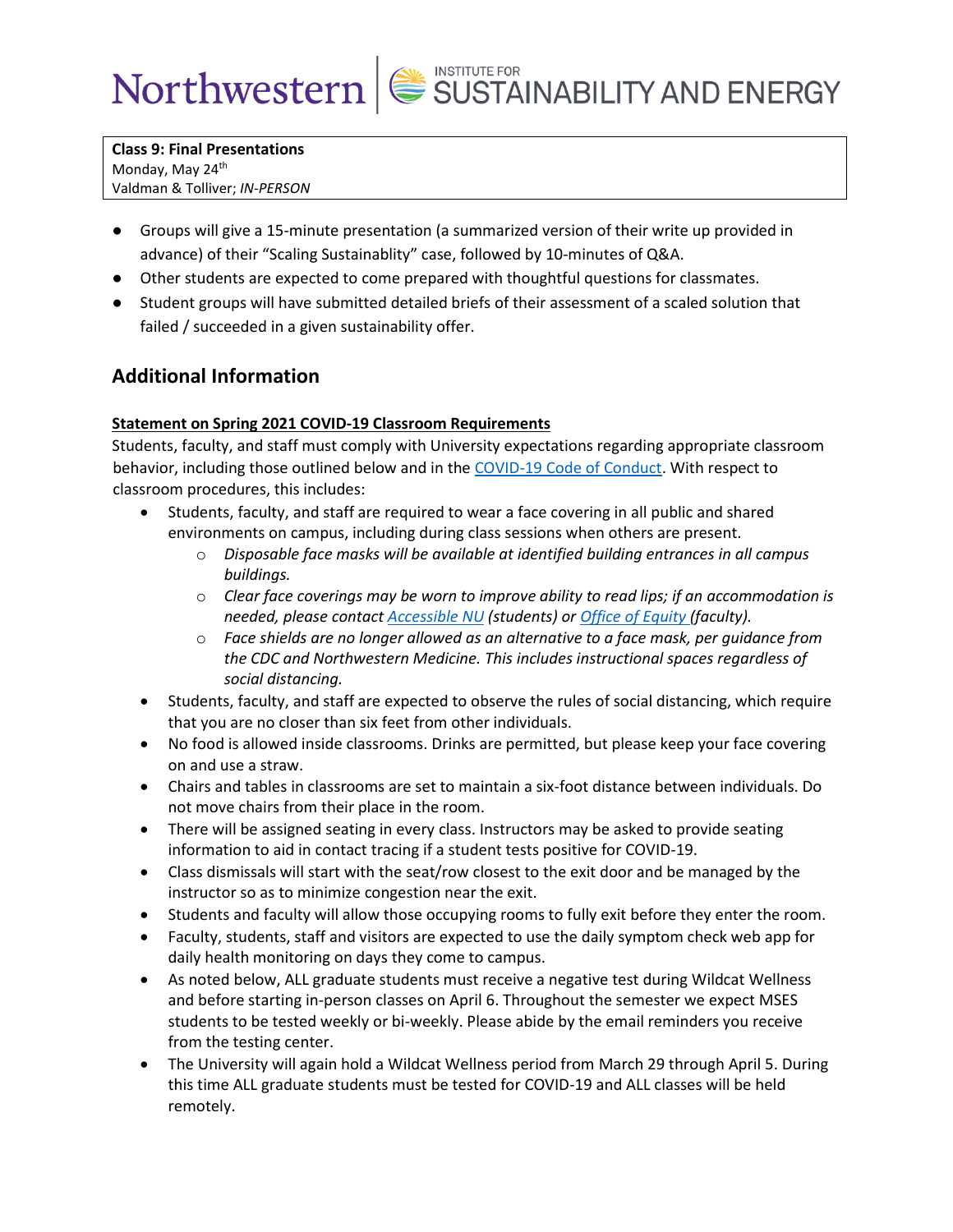**Class 9: Final Presentations**
Monday, May 24th
Valdman & Tolliver; *IN-PERSON*

- Groups will give a 15-minute presentation (a summarized version of their write up provided in advance) of their "Scaling Sustainablity" case, followed by 10-minutes of Q&A.
- Other students are expected to come prepared with thoughtful questions for classmates.
- Student groups will have submitted detailed briefs of their assessment of a scaled solution that failed / succeeded in a given sustainability offer.

## Additional Information

**Statement on Spring 2021 COVID-19 Classroom Requirements**

Students, faculty, and staff must comply with University expectations regarding appropriate classroom behavior, including those outlined below and in the COVID-19 Code of Conduct. With respect to classroom procedures, this includes:

- Students, faculty, and staff are required to wear a face covering in all public and shared environments on campus, including during class sessions when others are present.
  - *Disposable face masks will be available at identified building entrances in all campus buildings.*
  - *Clear face coverings may be worn to improve ability to read lips; if an accommodation is needed, please contact Accessible NU (students) or Office of Equity (faculty).*
  - *Face shields are no longer allowed as an alternative to a face mask, per guidance from the CDC and Northwestern Medicine. This includes instructional spaces regardless of social distancing.*
- Students, faculty, and staff are expected to observe the rules of social distancing, which require that you are no closer than six feet from other individuals.
- No food is allowed inside classrooms. Drinks are permitted, but please keep your face covering on and use a straw.
- Chairs and tables in classrooms are set to maintain a six-foot distance between individuals. Do not move chairs from their place in the room.
- There will be assigned seating in every class. Instructors may be asked to provide seating information to aid in contact tracing if a student tests positive for COVID-19.
- Class dismissals will start with the seat/row closest to the exit door and be managed by the instructor so as to minimize congestion near the exit.
- Students and faculty will allow those occupying rooms to fully exit before they enter the room.
- Faculty, students, staff and visitors are expected to use the daily symptom check web app for daily health monitoring on days they come to campus.
- As noted below, ALL graduate students must receive a negative test during Wildcat Wellness and before starting in-person classes on April 6. Throughout the semester we expect MSES students to be tested weekly or bi-weekly. Please abide by the email reminders you receive from the testing center.
- The University will again hold a Wildcat Wellness period from March 29 through April 5. During this time ALL graduate students must be tested for COVID-19 and ALL classes will be held remotely.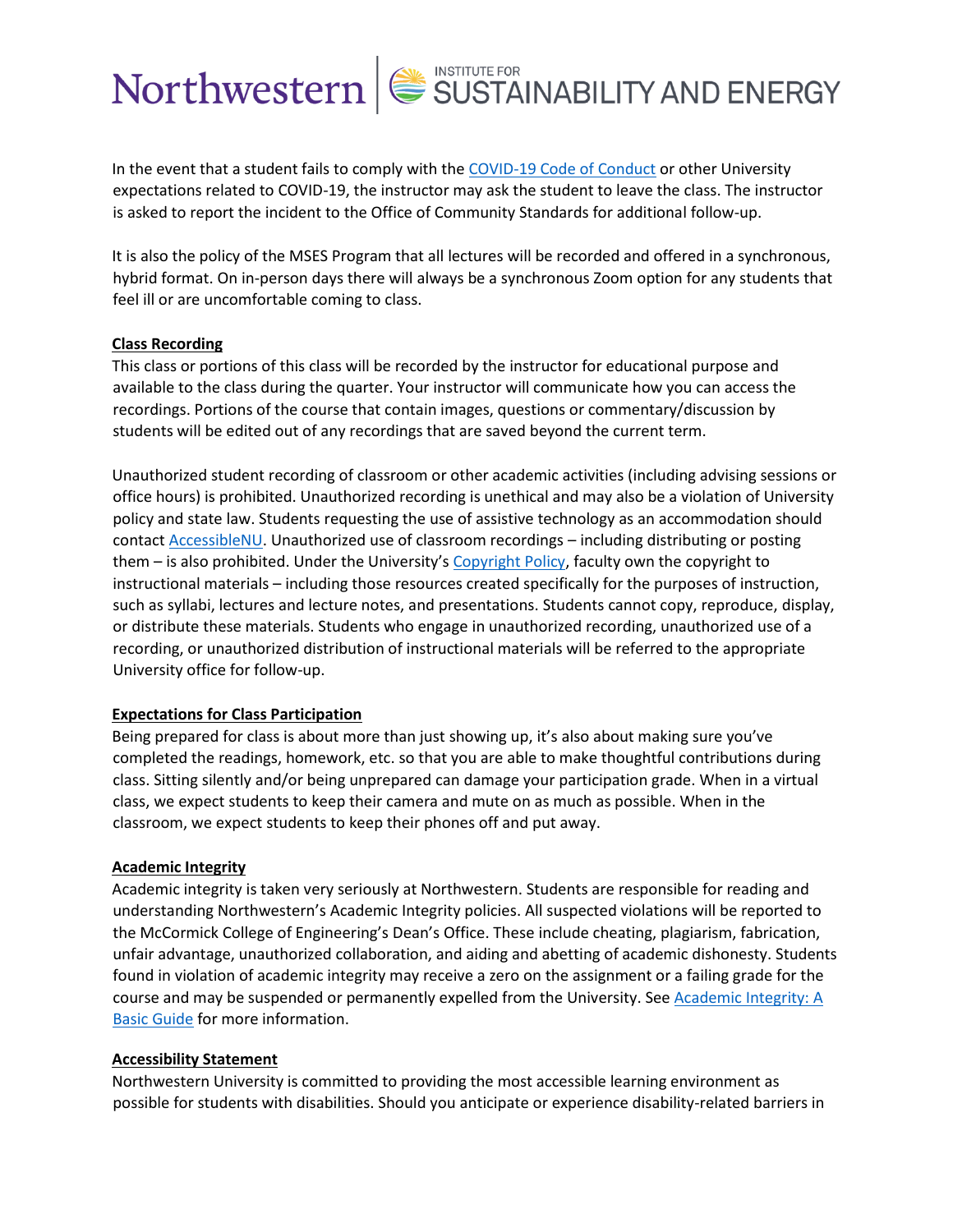In the event that a student fails to comply with the COVID-19 Code of Conduct or other University expectations related to COVID-19, the instructor may ask the student to leave the class. The instructor is asked to report the incident to the Office of Community Standards for additional follow-up.

It is also the policy of the MSES Program that all lectures will be recorded and offered in a synchronous, hybrid format. On in-person days there will always be a synchronous Zoom option for any students that feel ill or are uncomfortable coming to class.

**Class Recording**

This class or portions of this class will be recorded by the instructor for educational purpose and available to the class during the quarter. Your instructor will communicate how you can access the recordings. Portions of the course that contain images, questions or commentary/discussion by students will be edited out of any recordings that are saved beyond the current term.

Unauthorized student recording of classroom or other academic activities (including advising sessions or office hours) is prohibited. Unauthorized recording is unethical and may also be a violation of University policy and state law. Students requesting the use of assistive technology as an accommodation should contact AccessibleNU. Unauthorized use of classroom recordings – including distributing or posting them – is also prohibited. Under the University's Copyright Policy, faculty own the copyright to instructional materials – including those resources created specifically for the purposes of instruction, such as syllabi, lectures and lecture notes, and presentations. Students cannot copy, reproduce, display, or distribute these materials. Students who engage in unauthorized recording, unauthorized use of a recording, or unauthorized distribution of instructional materials will be referred to the appropriate University office for follow-up.

**Expectations for Class Participation**

Being prepared for class is about more than just showing up, it's also about making sure you've completed the readings, homework, etc. so that you are able to make thoughtful contributions during class. Sitting silently and/or being unprepared can damage your participation grade. When in a virtual class, we expect students to keep their camera and mute on as much as possible. When in the classroom, we expect students to keep their phones off and put away.

**Academic Integrity**

Academic integrity is taken very seriously at Northwestern. Students are responsible for reading and understanding Northwestern's Academic Integrity policies. All suspected violations will be reported to the McCormick College of Engineering's Dean's Office. These include cheating, plagiarism, fabrication, unfair advantage, unauthorized collaboration, and aiding and abetting of academic dishonesty. Students found in violation of academic integrity may receive a zero on the assignment or a failing grade for the course and may be suspended or permanently expelled from the University. See Academic Integrity: A Basic Guide for more information.

**Accessibility Statement**

Northwestern University is committed to providing the most accessible learning environment as possible for students with disabilities. Should you anticipate or experience disability-related barriers in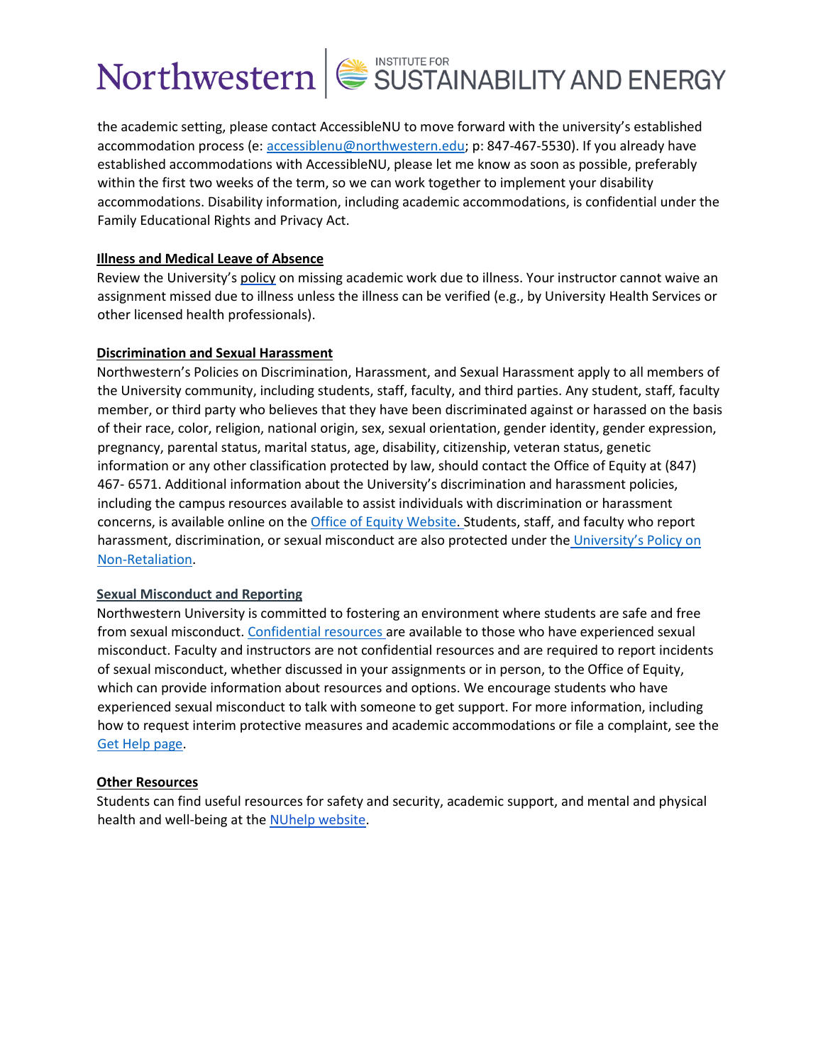the academic setting, please contact AccessibleNU to move forward with the university's established accommodation process (e: accessiblenu@northwestern.edu; p: 847-467-5530). If you already have established accommodations with AccessibleNU, please let me know as soon as possible, preferably within the first two weeks of the term, so we can work together to implement your disability accommodations. Disability information, including academic accommodations, is confidential under the Family Educational Rights and Privacy Act.

**Illness and Medical Leave of Absence**

Review the University's policy on missing academic work due to illness. Your instructor cannot waive an assignment missed due to illness unless the illness can be verified (e.g., by University Health Services or other licensed health professionals).

**Discrimination and Sexual Harassment**

Northwestern's Policies on Discrimination, Harassment, and Sexual Harassment apply to all members of the University community, including students, staff, faculty, and third parties. Any student, staff, faculty member, or third party who believes that they have been discriminated against or harassed on the basis of their race, color, religion, national origin, sex, sexual orientation, gender identity, gender expression, pregnancy, parental status, marital status, age, disability, citizenship, veteran status, genetic information or any other classification protected by law, should contact the Office of Equity at (847) 467- 6571. Additional information about the University's discrimination and harassment policies, including the campus resources available to assist individuals with discrimination or harassment concerns, is available online on the Office of Equity Website. Students, staff, and faculty who report harassment, discrimination, or sexual misconduct are also protected under the University's Policy on Non-Retaliation.

**Sexual Misconduct and Reporting**

Northwestern University is committed to fostering an environment where students are safe and free from sexual misconduct. Confidential resources are available to those who have experienced sexual misconduct. Faculty and instructors are not confidential resources and are required to report incidents of sexual misconduct, whether discussed in your assignments or in person, to the Office of Equity, which can provide information about resources and options. We encourage students who have experienced sexual misconduct to talk with someone to get support. For more information, including how to request interim protective measures and academic accommodations or file a complaint, see the Get Help page.

**Other Resources**

Students can find useful resources for safety and security, academic support, and mental and physical health and well-being at the NUhelp website.